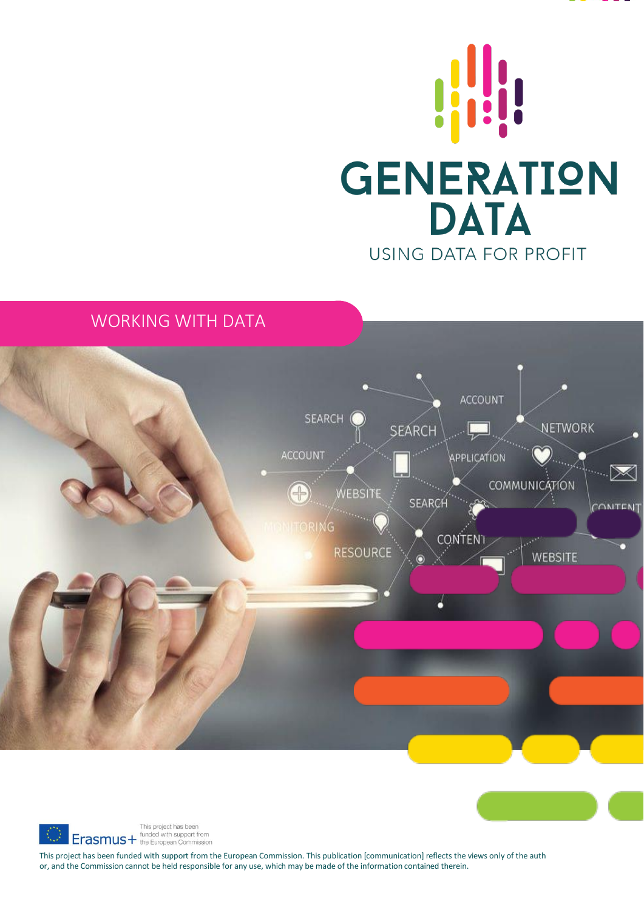# GENERATION DATA

USING DATA FOR PROFIT

## WORKING WITH DATA

This project has been funded with support from the European Commission

This project has been funded with support from the European Commission. This publication [communication] reflects the views only of the auth or, and the Commission cannot be held responsible for any use, which may be made of the information contained therein.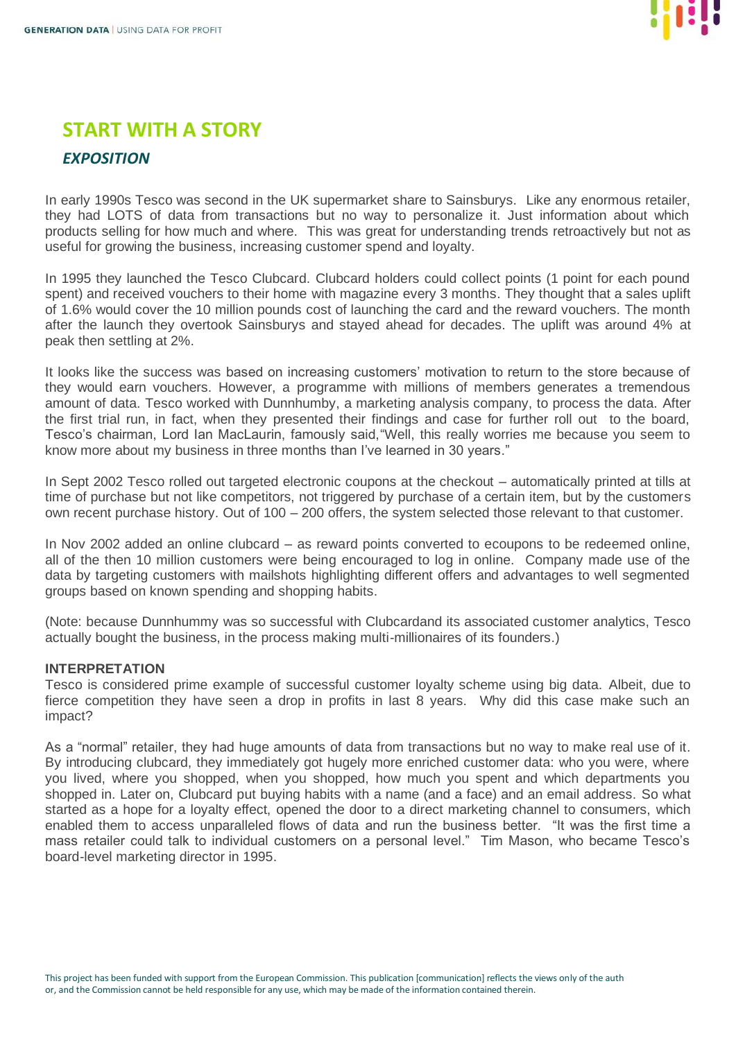## START WITH A STORY

### *EXPOSITION*

In early 1990s Tesco was second in the UK supermarket share to Sainsburys. Like any enormous retailer, they had LOTS of data from transactions but no way to personalize it. Just information about which products selling for how much and where. This was great for understanding trends retroactively but not as useful for growing the business, increasing customer spend and loyalty.

In 1995 they launched the Tesco Clubcard. Clubcard holders could collect points (1 point for each pound spent) and received vouchers to their home with magazine every 3 months. They thought that a sales uplift of 1.6% would cover the 10 million pounds cost of launching the card and the reward vouchers. The month after the launch they overtook Sainsburys and stayed ahead for decades. The uplift was around 4% at peak then settling at 2%.

It looks like the success was based on increasing customers' motivation to return to the store because of they would earn vouchers. However, a programme with millions of members generates a tremendous amount of data. Tesco worked with Dunnhumby, a marketing analysis company, to process the data. After the first trial run, in fact, when they presented their findings and case for further roll out to the board, Tesco's chairman, Lord Ian MacLaurin, famously said,"Well, this really worries me because you seem to know more about my business in three months than I've learned in 30 years."

In Sept 2002 Tesco rolled out targeted electronic coupons at the checkout – automatically printed at tills at time of purchase but not like competitors, not triggered by purchase of a certain item, but by the customers own recent purchase history. Out of 100 – 200 offers, the system selected those relevant to that customer.

In Nov 2002 added an online clubcard – as reward points converted to ecoupons to be redeemed online, all of the then 10 million customers were being encouraged to log in online. Company made use of the data by targeting customers with mailshots highlighting different offers and advantages to well segmented groups based on known spending and shopping habits.

(Note: because Dunnhummy was so successful with Clubcardand its associated customer analytics, Tesco actually bought the business, in the process making multi-millionaires of its founders.)

**INTERPRETATION**

Tesco is considered prime example of successful customer loyalty scheme using big data. Albeit, due to fierce competition they have seen a drop in profits in last 8 years. Why did this case make such an impact?

As a "normal" retailer, they had huge amounts of data from transactions but no way to make real use of it. By introducing clubcard, they immediately got hugely more enriched customer data: who you were, where you lived, where you shopped, when you shopped, how much you spent and which departments you shopped in. Later on, Clubcard put buying habits with a name (and a face) and an email address. So what started as a hope for a loyalty effect, opened the door to a direct marketing channel to consumers, which enabled them to access unparalleled flows of data and run the business better. "It was the first time a mass retailer could talk to individual customers on a personal level." Tim Mason, who became Tesco's board-level marketing director in 1995.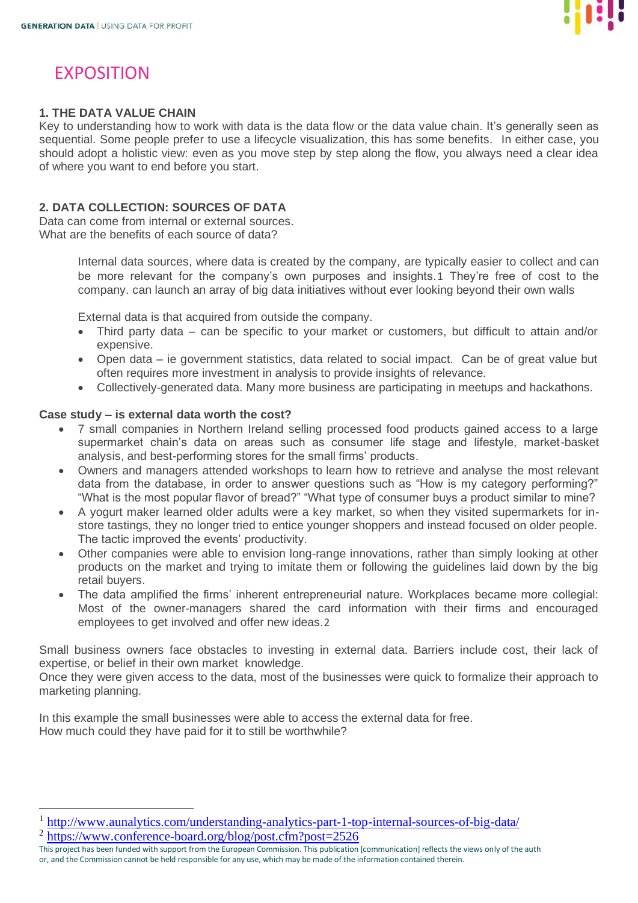# EXPOSITION

## 1. THE DATA VALUE CHAIN

Key to understanding how to work with data is the data flow or the data value chain. It's generally seen as sequential. Some people prefer to use a lifecycle visualization, this has some benefits. In either case, you should adopt a holistic view: even as you move step by step along the flow, you always need a clear idea of where you want to end before you start.

## 2. DATA COLLECTION: SOURCES OF DATA

Data can come from internal or external sources.
What are the benefits of each source of data?

> Internal data sources, where data is created by the company, are typically easier to collect and can be more relevant for the company's own purposes and insights.[1] They're free of cost to the company. can launch an array of big data initiatives without ever looking beyond their own walls
>
> External data is that acquired from outside the company.
>
> - Third party data – can be specific to your market or customers, but difficult to attain and/or expensive.
> - Open data – ie government statistics, data related to social impact. Can be of great value but often requires more investment in analysis to provide insights of relevance.
> - Collectively-generated data. Many more business are participating in meetups and hackathons.

**Case study – is external data worth the cost?**

- 7 small companies in Northern Ireland selling processed food products gained access to a large supermarket chain's data on areas such as consumer life stage and lifestyle, market-basket analysis, and best-performing stores for the small firms' products.
- Owners and managers attended workshops to learn how to retrieve and analyse the most relevant data from the database, in order to answer questions such as "How is my category performing?" "What is the most popular flavor of bread?" "What type of consumer buys a product similar to mine?
- A yogurt maker learned older adults were a key market, so when they visited supermarkets for in-store tastings, they no longer tried to entice younger shoppers and instead focused on older people. The tactic improved the events' productivity.
- Other companies were able to envision long-range innovations, rather than simply looking at other products on the market and trying to imitate them or following the guidelines laid down by the big retail buyers.
- The data amplified the firms' inherent entrepreneurial nature. Workplaces became more collegial: Most of the owner-managers shared the card information with their firms and encouraged employees to get involved and offer new ideas.[2]

Small business owners face obstacles to investing in external data. Barriers include cost, their lack of expertise, or belief in their own market knowledge.
Once they were given access to the data, most of the businesses were quick to formalize their approach to marketing planning.

In this example the small businesses were able to access the external data for free.
How much could they have paid for it to still be worthwhile?

---

[1] http://www.aunalytics.com/understanding-analytics-part-1-top-internal-sources-of-big-data/
[2] https://www.conference-board.org/blog/post.cfm?post=2526

This project has been funded with support from the European Commission. This publication [communication] reflects the views only of the author, and the Commission cannot be held responsible for any use, which may be made of the information contained therein.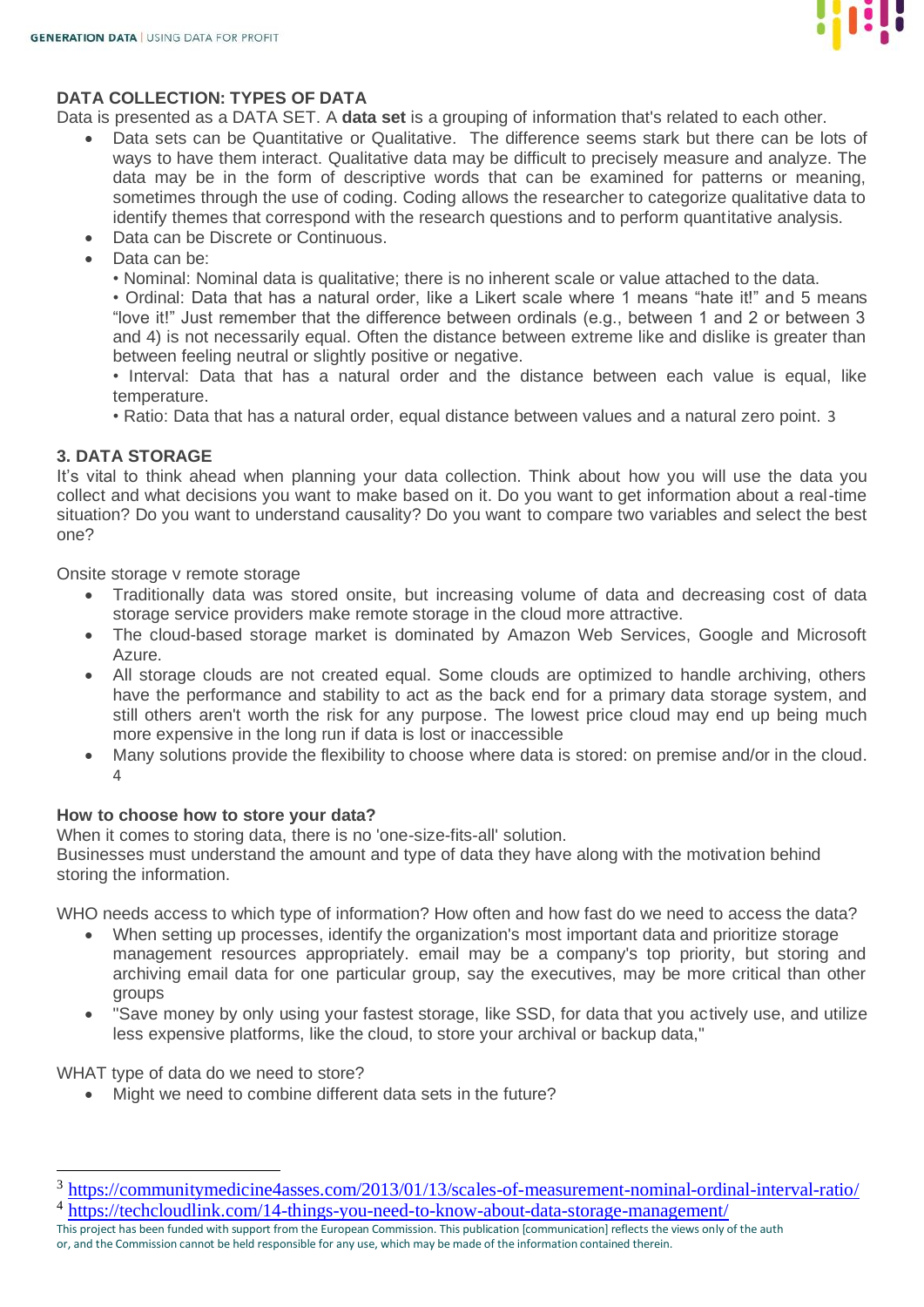## DATA COLLECTION: TYPES OF DATA

Data is presented as a DATA SET. A **data set** is a grouping of information that's related to each other.

- Data sets can be Quantitative or Qualitative. The difference seems stark but there can be lots of ways to have them interact. Qualitative data may be difficult to precisely measure and analyze. The data may be in the form of descriptive words that can be examined for patterns or meaning, sometimes through the use of coding. Coding allows the researcher to categorize qualitative data to identify themes that correspond with the research questions and to perform quantitative analysis.
- Data can be Discrete or Continuous.
- Data can be:
  - • Nominal: Nominal data is qualitative; there is no inherent scale or value attached to the data.
  - • Ordinal: Data that has a natural order, like a Likert scale where 1 means "hate it!" and 5 means "love it!" Just remember that the difference between ordinals (e.g., between 1 and 2 or between 3 and 4) is not necessarily equal. Often the distance between extreme like and dislike is greater than between feeling neutral or slightly positive or negative.
  - • Interval: Data that has a natural order and the distance between each value is equal, like temperature.
  - • Ratio: Data that has a natural order, equal distance between values and a natural zero point. [3]

## 3. DATA STORAGE

It's vital to think ahead when planning your data collection. Think about how you will use the data you collect and what decisions you want to make based on it. Do you want to get information about a real-time situation? Do you want to understand causality? Do you want to compare two variables and select the best one?

Onsite storage v remote storage

- Traditionally data was stored onsite, but increasing volume of data and decreasing cost of data storage service providers make remote storage in the cloud more attractive.
- The cloud-based storage market is dominated by Amazon Web Services, Google and Microsoft Azure.
- All storage clouds are not created equal. Some clouds are optimized to handle archiving, others have the performance and stability to act as the back end for a primary data storage system, and still others aren't worth the risk for any purpose. The lowest price cloud may end up being much more expensive in the long run if data is lost or inaccessible
- Many solutions provide the flexibility to choose where data is stored: on premise and/or in the cloud. [4]

### How to choose how to store your data?

When it comes to storing data, there is no 'one-size-fits-all' solution.
Businesses must understand the amount and type of data they have along with the motivation behind storing the information.

WHO needs access to which type of information? How often and how fast do we need to access the data?

- When setting up processes, identify the organization's most important data and prioritize storage management resources appropriately. email may be a company's top priority, but storing and archiving email data for one particular group, say the executives, may be more critical than other groups
- "Save money by only using your fastest storage, like SSD, for data that you actively use, and utilize less expensive platforms, like the cloud, to store your archival or backup data,"

WHAT type of data do we need to store?

- Might we need to combine different data sets in the future?

---

[3] https://communitymedicine4asses.com/2013/01/13/scales-of-measurement-nominal-ordinal-interval-ratio/

[4] https://techcloudlink.com/14-things-you-need-to-know-about-data-storage-management/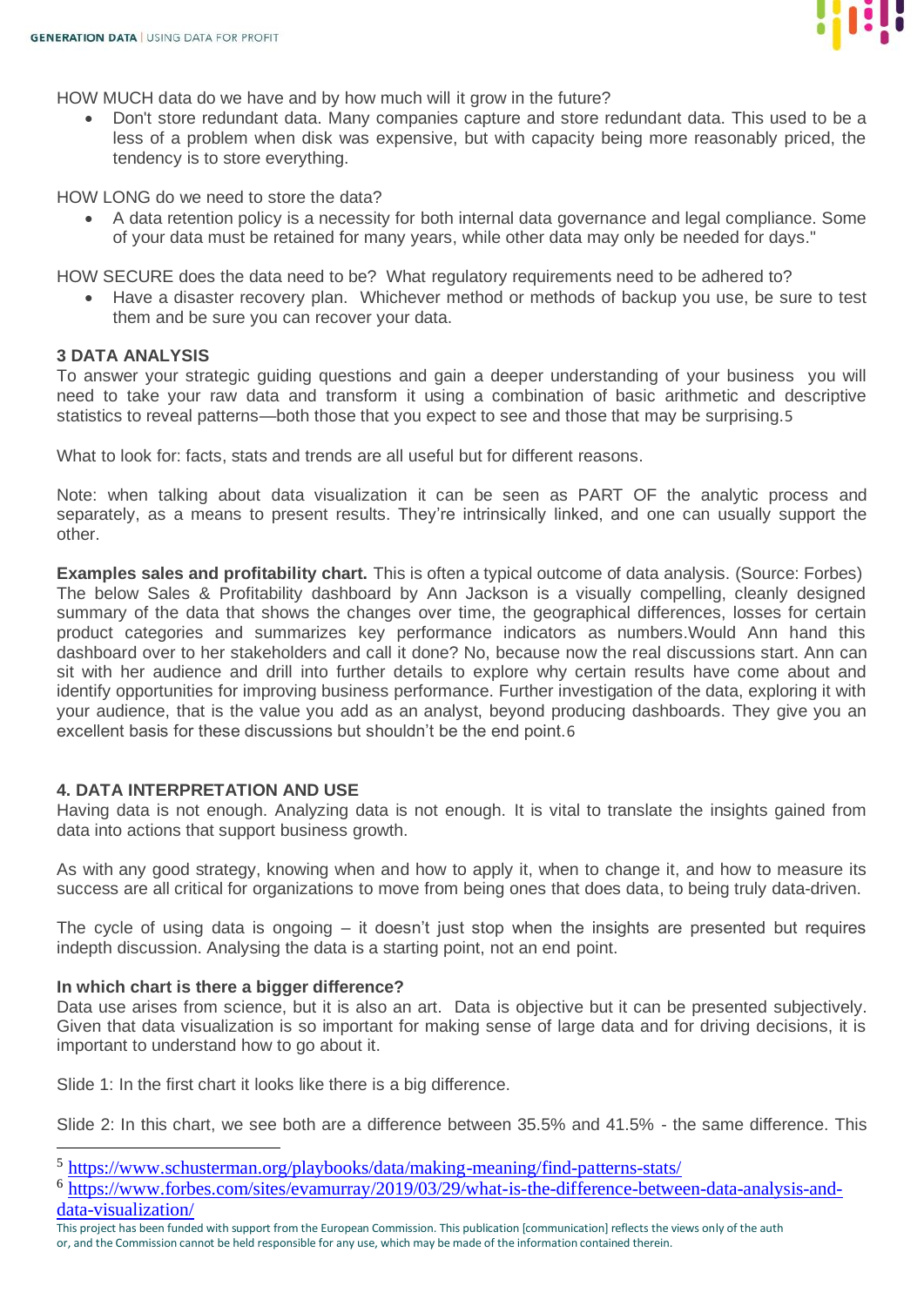HOW MUCH data do we have and by how much will it grow in the future?

- Don't store redundant data. Many companies capture and store redundant data. This used to be a less of a problem when disk was expensive, but with capacity being more reasonably priced, the tendency is to store everything.

HOW LONG do we need to store the data?

- A data retention policy is a necessity for both internal data governance and legal compliance. Some of your data must be retained for many years, while other data may only be needed for days."

HOW SECURE does the data need to be? What regulatory requirements need to be adhered to?

- Have a disaster recovery plan. Whichever method or methods of backup you use, be sure to test them and be sure you can recover your data.

**3 DATA ANALYSIS**

To answer your strategic guiding questions and gain a deeper understanding of your business you will need to take your raw data and transform it using a combination of basic arithmetic and descriptive statistics to reveal patterns—both those that you expect to see and those that may be surprising.[5]

What to look for: facts, stats and trends are all useful but for different reasons.

Note: when talking about data visualization it can be seen as PART OF the analytic process and separately, as a means to present results. They're intrinsically linked, and one can usually support the other.

**Examples sales and profitability chart.** This is often a typical outcome of data analysis. (Source: Forbes) The below Sales & Profitability dashboard by Ann Jackson is a visually compelling, cleanly designed summary of the data that shows the changes over time, the geographical differences, losses for certain product categories and summarizes key performance indicators as numbers.Would Ann hand this dashboard over to her stakeholders and call it done? No, because now the real discussions start. Ann can sit with her audience and drill into further details to explore why certain results have come about and identify opportunities for improving business performance. Further investigation of the data, exploring it with your audience, that is the value you add as an analyst, beyond producing dashboards. They give you an excellent basis for these discussions but shouldn't be the end point.[6]

**4. DATA INTERPRETATION AND USE**

Having data is not enough. Analyzing data is not enough. It is vital to translate the insights gained from data into actions that support business growth.

As with any good strategy, knowing when and how to apply it, when to change it, and how to measure its success are all critical for organizations to move from being ones that does data, to being truly data-driven.

The cycle of using data is ongoing – it doesn't just stop when the insights are presented but requires indepth discussion. Analysing the data is a starting point, not an end point.

**In which chart is there a bigger difference?**

Data use arises from science, but it is also an art. Data is objective but it can be presented subjectively. Given that data visualization is so important for making sense of large data and for driving decisions, it is important to understand how to go about it.

Slide 1: In the first chart it looks like there is a big difference.

Slide 2: In this chart, we see both are a difference between 35.5% and 41.5% - the same difference. This

---

[5] https://www.schusterman.org/playbooks/data/making-meaning/find-patterns-stats/

[6] https://www.forbes.com/sites/evamurray/2019/03/29/what-is-the-difference-between-data-analysis-and-data-visualization/

This project has been funded with support from the European Commission. This publication [communication] reflects the views only of the auth or, and the Commission cannot be held responsible for any use, which may be made of the information contained therein.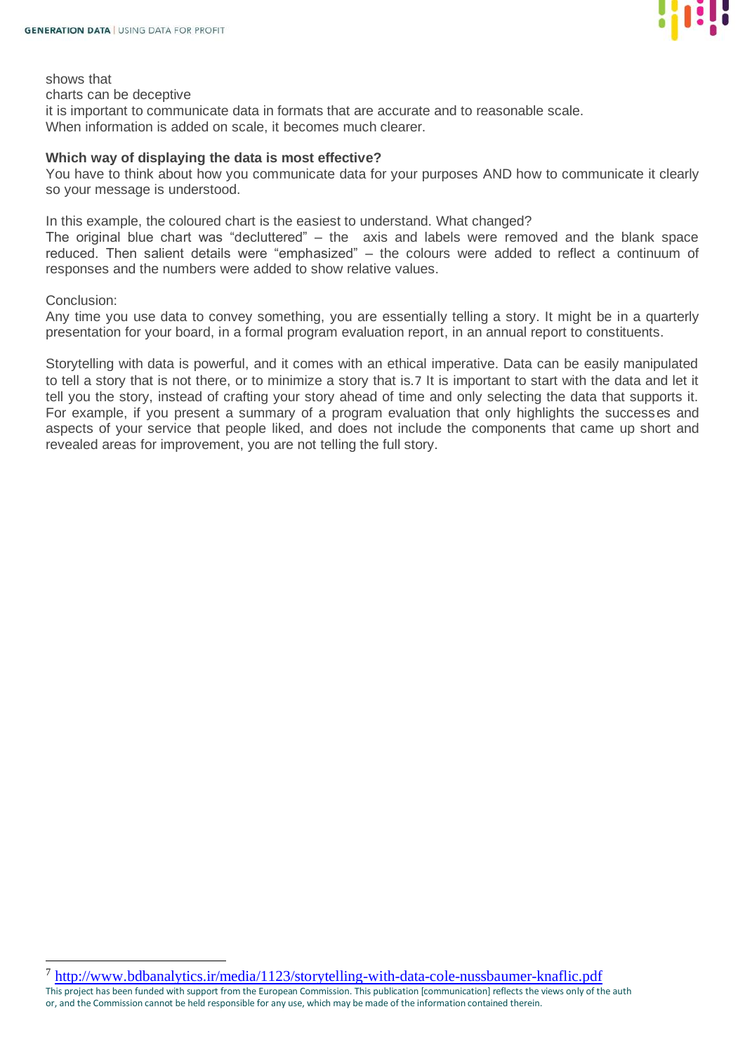shows that

charts can be deceptive

it is important to communicate data in formats that are accurate and to reasonable scale.

When information is added on scale, it becomes much clearer.

**Which way of displaying the data is most effective?**

You have to think about how you communicate data for your purposes AND how to communicate it clearly so your message is understood.

In this example, the coloured chart is the easiest to understand. What changed?

The original blue chart was "decluttered" – the axis and labels were removed and the blank space reduced. Then salient details were "emphasized" – the colours were added to reflect a continuum of responses and the numbers were added to show relative values.

Conclusion:

Any time you use data to convey something, you are essentially telling a story. It might be in a quarterly presentation for your board, in a formal program evaluation report, in an annual report to constituents.

Storytelling with data is powerful, and it comes with an ethical imperative. Data can be easily manipulated to tell a story that is not there, or to minimize a story that is.[7] It is important to start with the data and let it tell you the story, instead of crafting your story ahead of time and only selecting the data that supports it. For example, if you present a summary of a program evaluation that only highlights the successes and aspects of your service that people liked, and does not include the components that came up short and revealed areas for improvement, you are not telling the full story.

[7] http://www.bdbanalytics.ir/media/1123/storytelling-with-data-cole-nussbaumer-knaflic.pdf